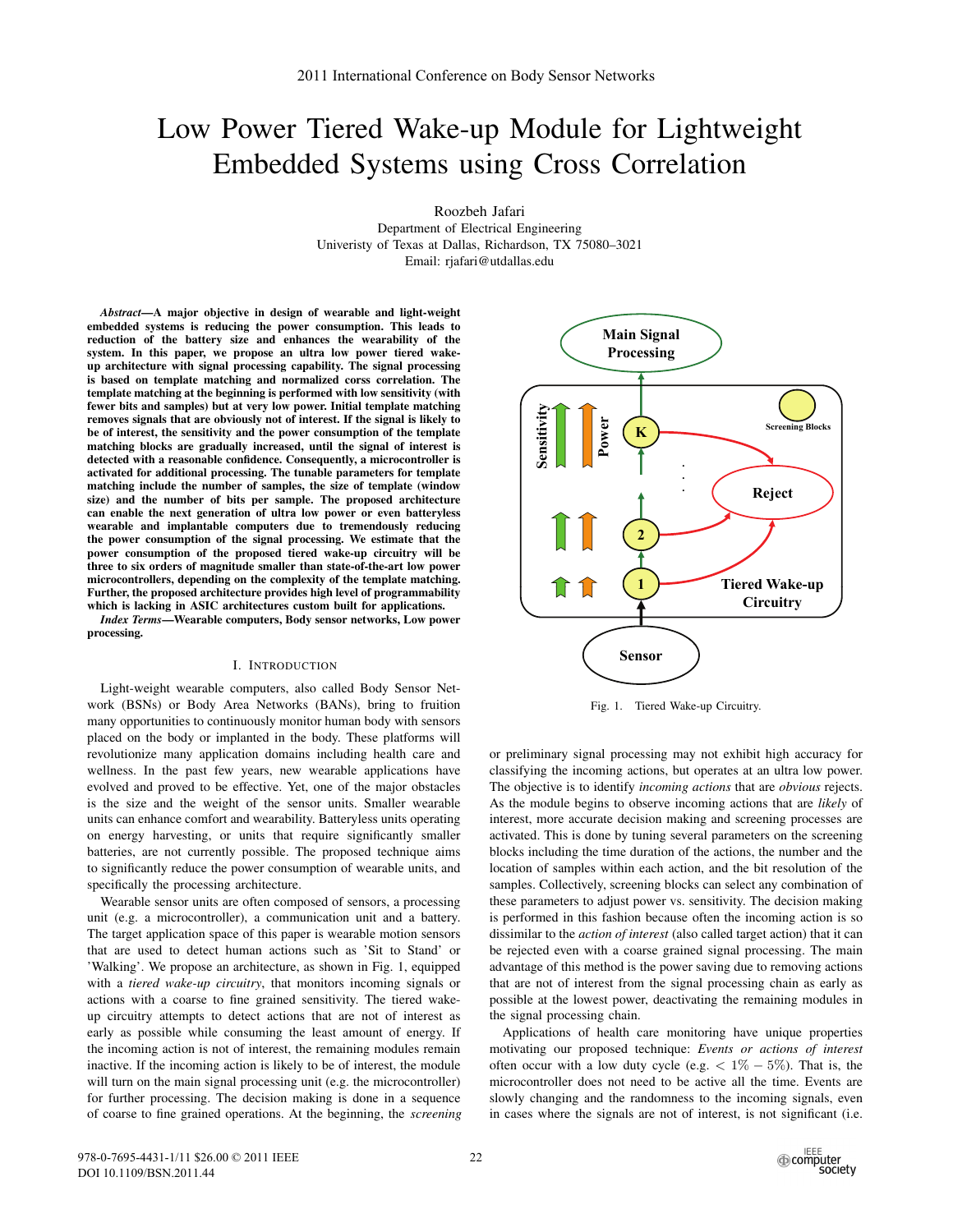2011 International Conference on Body Sensor Networks

# Low Power Tiered Wake-up Module for Lightweight Embedded Systems using Cross Correlation

Roozbeh Jafari
Department of Electrical Engineering
Univeristy of Texas at Dallas, Richardson, TX 75080–3021
Email: rjafari@utdallas.edu

***Abstract*—A major objective in design of wearable and light-weight embedded systems is reducing the power consumption. This leads to reduction of the battery size and enhances the wearability of the system. In this paper, we propose an ultra low power tiered wake-up architecture with signal processing capability. The signal processing is based on template matching and normalized corss correlation. The template matching at the beginning is performed with low sensitivity (with fewer bits and samples) but at very low power. Initial template matching removes signals that are obviously not of interest. If the signal is likely to be of interest, the sensitivity and the power consumption of the template matching blocks are gradually increased, until the signal of interest is detected with a reasonable confidence. Consequently, a microcontroller is activated for additional processing. The tunable parameters for template matching include the number of samples, the size of template (window size) and the number of bits per sample. The proposed architecture can enable the next generation of ultra low power or even batteryless wearable and implantable computers due to tremendously reducing the power consumption of the signal processing. We estimate that the power consumption of the proposed tiered wake-up circuitry will be three to six orders of magnitude smaller than state-of-the-art low power microcontrollers, depending on the complexity of the template matching. Further, the proposed architecture provides high level of programmability which is lacking in ASIC architectures custom built for applications.**

***Index Terms*—Wearable computers, Body sensor networks, Low power processing.**

## I. Introduction

Light-weight wearable computers, also called Body Sensor Network (BSNs) or Body Area Networks (BANs), bring to fruition many opportunities to continuously monitor human body with sensors placed on the body or implanted in the body. These platforms will revolutionize many application domains including health care and wellness. In the past few years, new wearable applications have evolved and proved to be effective. Yet, one of the major obstacles is the size and the weight of the sensor units. Smaller wearable units can enhance comfort and wearability. Batteryless units operating on energy harvesting, or units that require significantly smaller batteries, are not currently possible. The proposed technique aims to significantly reduce the power consumption of wearable units, and specifically the processing architecture.

Wearable sensor units are often composed of sensors, a processing unit (e.g. a microcontroller), a communication unit and a battery. The target application space of this paper is wearable motion sensors that are used to detect human actions such as 'Sit to Stand' or 'Walking'. We propose an architecture, as shown in Fig. 1, equipped with a *tiered wake-up circuitry*, that monitors incoming signals or actions with a coarse to fine grained sensitivity. The tiered wake-up circuitry attempts to detect actions that are not of interest as early as possible while consuming the least amount of energy. If the incoming action is not of interest, the remaining modules remain inactive. If the incoming action is likely to be of interest, the module will turn on the main signal processing unit (e.g. the microcontroller) for further processing. The decision making is done in a sequence of coarse to fine grained operations. At the beginning, the *screening* or preliminary signal processing may not exhibit high accuracy for classifying the incoming actions, but operates at an ultra low power. The objective is to identify *incoming actions* that are *obvious* rejects. As the module begins to observe incoming actions that are *likely* of interest, more accurate decision making and screening processes are activated. This is done by tuning several parameters on the screening blocks including the time duration of the actions, the number and the location of samples within each action, and the bit resolution of the samples. Collectively, screening blocks can select any combination of these parameters to adjust power vs. sensitivity. The decision making is performed in this fashion because often the incoming action is so dissimilar to the *action of interest* (also called target action) that it can be rejected even with a coarse grained signal processing. The main advantage of this method is the power saving due to removing actions that are not of interest from the signal processing chain as early as possible at the lowest power, deactivating the remaining modules in the signal processing chain.

Main Signal Processing
Sensitivity
Power
K
Screening Blocks
Reject
2
1
Tiered Wake-up Circuitry
Sensor

Fig. 1. Tiered Wake-up Circuitry.

Applications of health care monitoring have unique properties motivating our proposed technique: *Events or actions of interest* often occur with a low duty cycle (e.g. $< 1\% - 5\%$). That is, the microcontroller does not need to be active all the time. Events are slowly changing and the randomness to the incoming signals, even in cases where the signals are not of interest, is not significant (i.e.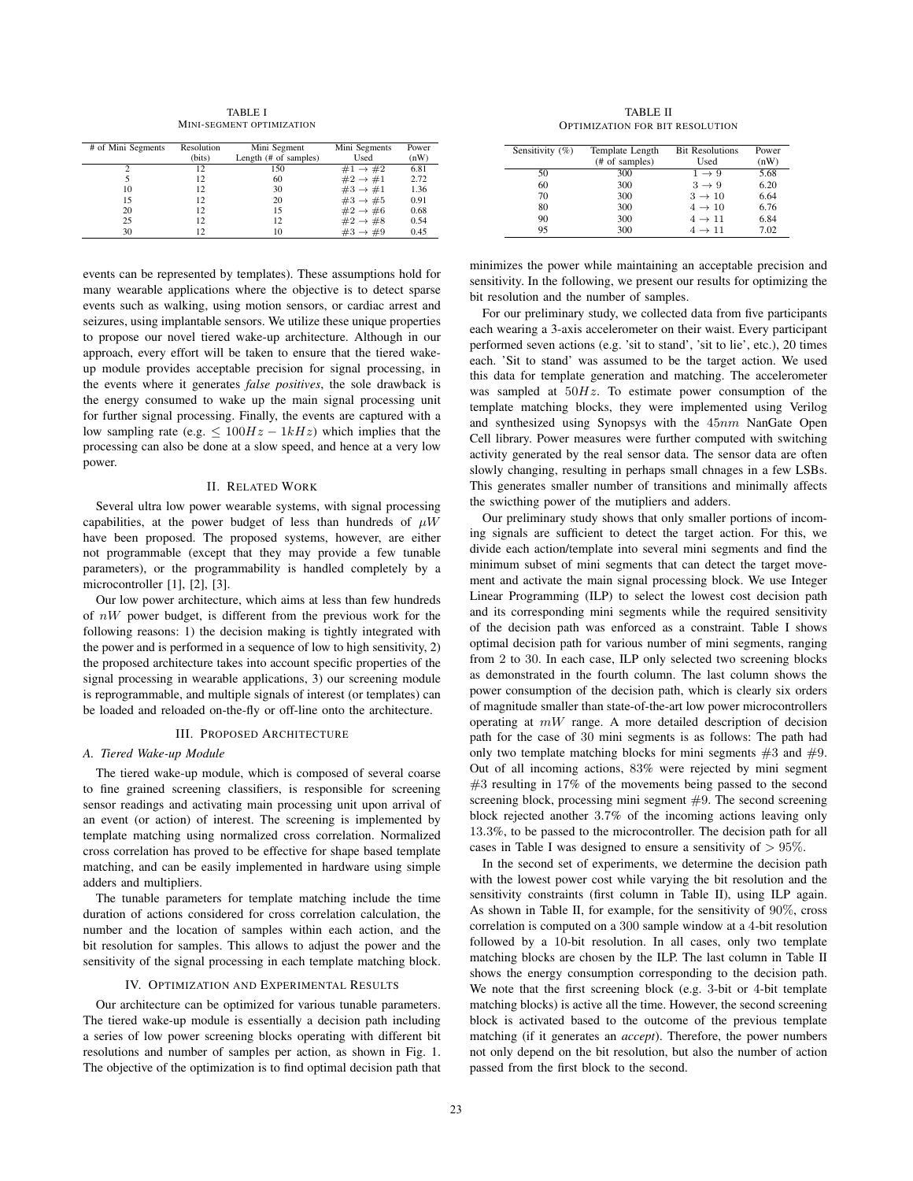TABLE I
MINI-SEGMENT OPTIMIZATION

| # of Mini Segments | Resolution (bits) | Mini Segment Length (# of samples) | Mini Segments Used | Power (nW) |
|---|---|---|---|---|
| 2 | 12 | 150 | $\#1 \rightarrow \#2$ | 6.81 |
| 5 | 12 | 60 | $\#2 \rightarrow \#1$ | 2.72 |
| 10 | 12 | 30 | $\#3 \rightarrow \#1$ | 1.36 |
| 15 | 12 | 20 | $\#3 \rightarrow \#5$ | 0.91 |
| 20 | 12 | 15 | $\#2 \rightarrow \#6$ | 0.68 |
| 25 | 12 | 12 | $\#2 \rightarrow \#8$ | 0.54 |
| 30 | 12 | 10 | $\#3 \rightarrow \#9$ | 0.45 |

TABLE II
OPTIMIZATION FOR BIT RESOLUTION

| Sensitivity (%) | Template Length (# of samples) | Bit Resolutions Used | Power (nW) |
|---|---|---|---|
| 50 | 300 | $1 \rightarrow 9$ | 5.68 |
| 60 | 300 | $3 \rightarrow 9$ | 6.20 |
| 70 | 300 | $3 \rightarrow 10$ | 6.64 |
| 80 | 300 | $4 \rightarrow 10$ | 6.76 |
| 90 | 300 | $4 \rightarrow 11$ | 6.84 |
| 95 | 300 | $4 \rightarrow 11$ | 7.02 |

events can be represented by templates). These assumptions hold for many wearable applications where the objective is to detect sparse events such as walking, using motion sensors, or cardiac arrest and seizures, using implantable sensors. We utilize these unique properties to propose our novel tiered wake-up architecture. Although in our approach, every effort will be taken to ensure that the tiered wake-up module provides acceptable precision for signal processing, in the events where it generates *false positives*, the sole drawback is the energy consumed to wake up the main signal processing unit for further signal processing. Finally, the events are captured with a low sampling rate (e.g. $\leq 100Hz - 1kHz$) which implies that the processing can also be done at a slow speed, and hence at a very low power.

## II. Related Work

Several ultra low power wearable systems, with signal processing capabilities, at the power budget of less than hundreds of $\mu W$ have been proposed. The proposed systems, however, are either not programmable (except that they may provide a few tunable parameters), or the programmability is handled completely by a microcontroller [1], [2], [3].

Our low power architecture, which aims at less than few hundreds of $nW$ power budget, is different from the previous work for the following reasons: 1) the decision making is tightly integrated with the power and is performed in a sequence of low to high sensitivity, 2) the proposed architecture takes into account specific properties of the signal processing in wearable applications, 3) our screening module is reprogrammable, and multiple signals of interest (or templates) can be loaded and reloaded on-the-fly or off-line onto the architecture.

## III. Proposed Architecture

### A. Tiered Wake-up Module

The tiered wake-up module, which is composed of several coarse to fine grained screening classifiers, is responsible for screening sensor readings and activating main processing unit upon arrival of an event (or action) of interest. The screening is implemented by template matching using normalized cross correlation. Normalized cross correlation has proved to be effective for shape based template matching, and can be easily implemented in hardware using simple adders and multipliers.

The tunable parameters for template matching include the time duration of actions considered for cross correlation calculation, the number and the location of samples within each action, and the bit resolution for samples. This allows to adjust the power and the sensitivity of the signal processing in each template matching block.

## IV. Optimization and Experimental Results

Our architecture can be optimized for various tunable parameters. The tiered wake-up module is essentially a decision path including a series of low power screening blocks operating with different bit resolutions and number of samples per action, as shown in Fig. 1. The objective of the optimization is to find optimal decision path that minimizes the power while maintaining an acceptable precision and sensitivity. In the following, we present our results for optimizing the bit resolution and the number of samples.

For our preliminary study, we collected data from five participants each wearing a 3-axis accelerometer on their waist. Every participant performed seven actions (e.g. 'sit to stand', 'sit to lie', etc.), 20 times each. 'Sit to stand' was assumed to be the target action. We used this data for template generation and matching. The accelerometer was sampled at $50Hz$. To estimate power consumption of the template matching blocks, they were implemented using Verilog and synthesized using Synopsys with the $45nm$ NanGate Open Cell library. Power measures were further computed with switching activity generated by the real sensor data. The sensor data are often slowly changing, resulting in perhaps small chnages in a few LSBs. This generates smaller number of transitions and minimally affects the swicthing power of the mutipliers and adders.

Our preliminary study shows that only smaller portions of incoming signals are sufficient to detect the target action. For this, we divide each action/template into several mini segments and find the minimum subset of mini segments that can detect the target movement and activate the main signal processing block. We use Integer Linear Programming (ILP) to select the lowest cost decision path and its corresponding mini segments while the required sensitivity of the decision path was enforced as a constraint. Table I shows optimal decision path for various number of mini segments, ranging from 2 to 30. In each case, ILP only selected two screening blocks as demonstrated in the fourth column. The last column shows the power consumption of the decision path, which is clearly six orders of magnitude smaller than state-of-the-art low power microcontrollers operating at $mW$ range. A more detailed description of decision path for the case of 30 mini segments is as follows: The path had only two template matching blocks for mini segments $\#3$ and $\#9$. Out of all incoming actions, $83\%$ were rejected by mini segment $\#3$ resulting in $17\%$ of the movements being passed to the second screening block, processing mini segment $\#9$. The second screening block rejected another $3.7\%$ of the incoming actions leaving only $13.3\%$, to be passed to the microcontroller. The decision path for all cases in Table I was designed to ensure a sensitivity of $> 95\%$.

In the second set of experiments, we determine the decision path with the lowest power cost while varying the bit resolution and the sensitivity constraints (first column in Table II), using ILP again. As shown in Table II, for example, for the sensitivity of $90\%$, cross correlation is computed on a 300 sample window at a 4-bit resolution followed by a 10-bit resolution. In all cases, only two template matching blocks are chosen by the ILP. The last column in Table II shows the energy consumption corresponding to the decision path. We note that the first screening block (e.g. 3-bit or 4-bit template matching blocks) is active all the time. However, the second screening block is activated based to the outcome of the previous template matching (if it generates an *accept*). Therefore, the power numbers not only depend on the bit resolution, but also the number of action passed from the first block to the second.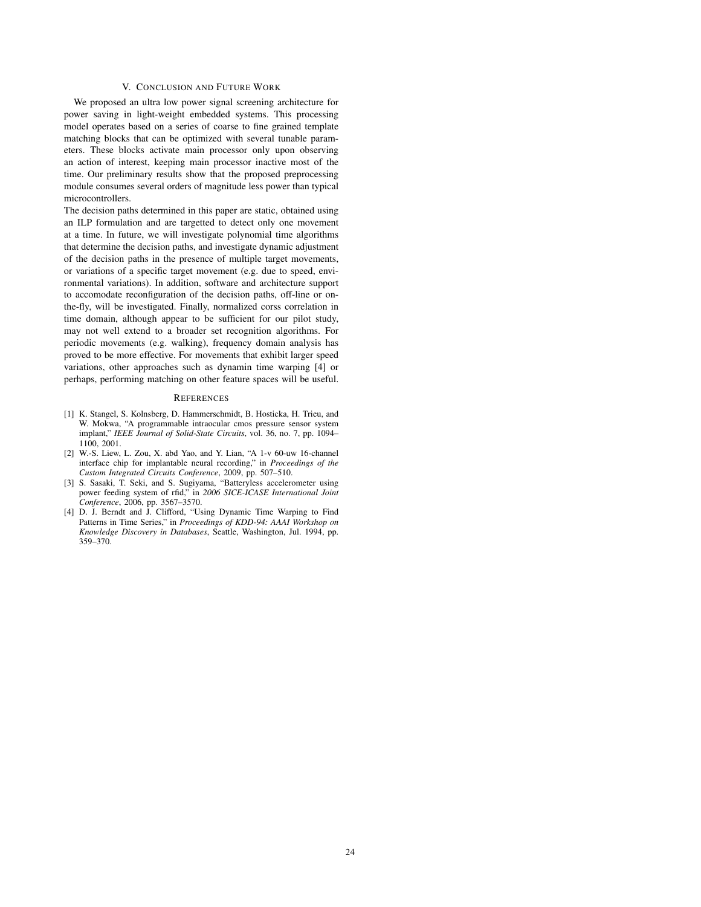## V. Conclusion and Future Work

We proposed an ultra low power signal screening architecture for power saving in light-weight embedded systems. This processing model operates based on a series of coarse to fine grained template matching blocks that can be optimized with several tunable parameters. These blocks activate main processor only upon observing an action of interest, keeping main processor inactive most of the time. Our preliminary results show that the proposed preprocessing module consumes several orders of magnitude less power than typical microcontrollers.

The decision paths determined in this paper are static, obtained using an ILP formulation and are targetted to detect only one movement at a time. In future, we will investigate polynomial time algorithms that determine the decision paths, and investigate dynamic adjustment of the decision paths in the presence of multiple target movements, or variations of a specific target movement (e.g. due to speed, environmental variations). In addition, software and architecture support to accomodate reconfiguration of the decision paths, off-line or on-the-fly, will be investigated. Finally, normalized corss correlation in time domain, although appear to be sufficient for our pilot study, may not well extend to a broader set recognition algorithms. For periodic movements (e.g. walking), frequency domain analysis has proved to be more effective. For movements that exhibit larger speed variations, other approaches such as dynamin time warping [4] or perhaps, performing matching on other feature spaces will be useful.

## References

[1] K. Stangel, S. Kolnsberg, D. Hammerschmidt, B. Hosticka, H. Trieu, and W. Mokwa, "A programmable intraocular cmos pressure sensor system implant," *IEEE Journal of Solid-State Circuits*, vol. 36, no. 7, pp. 1094–1100, 2001.

[2] W.-S. Liew, L. Zou, X. abd Yao, and Y. Lian, "A 1-v 60-uw 16-channel interface chip for implantable neural recording," in *Proceedings of the Custom Integrated Circuits Conference*, 2009, pp. 507–510.

[3] S. Sasaki, T. Seki, and S. Sugiyama, "Batteryless accelerometer using power feeding system of rfid," in *2006 SICE-ICASE International Joint Conference*, 2006, pp. 3567–3570.

[4] D. J. Berndt and J. Clifford, "Using Dynamic Time Warping to Find Patterns in Time Series," in *Proceedings of KDD-94: AAAI Workshop on Knowledge Discovery in Databases*, Seattle, Washington, Jul. 1994, pp. 359–370.